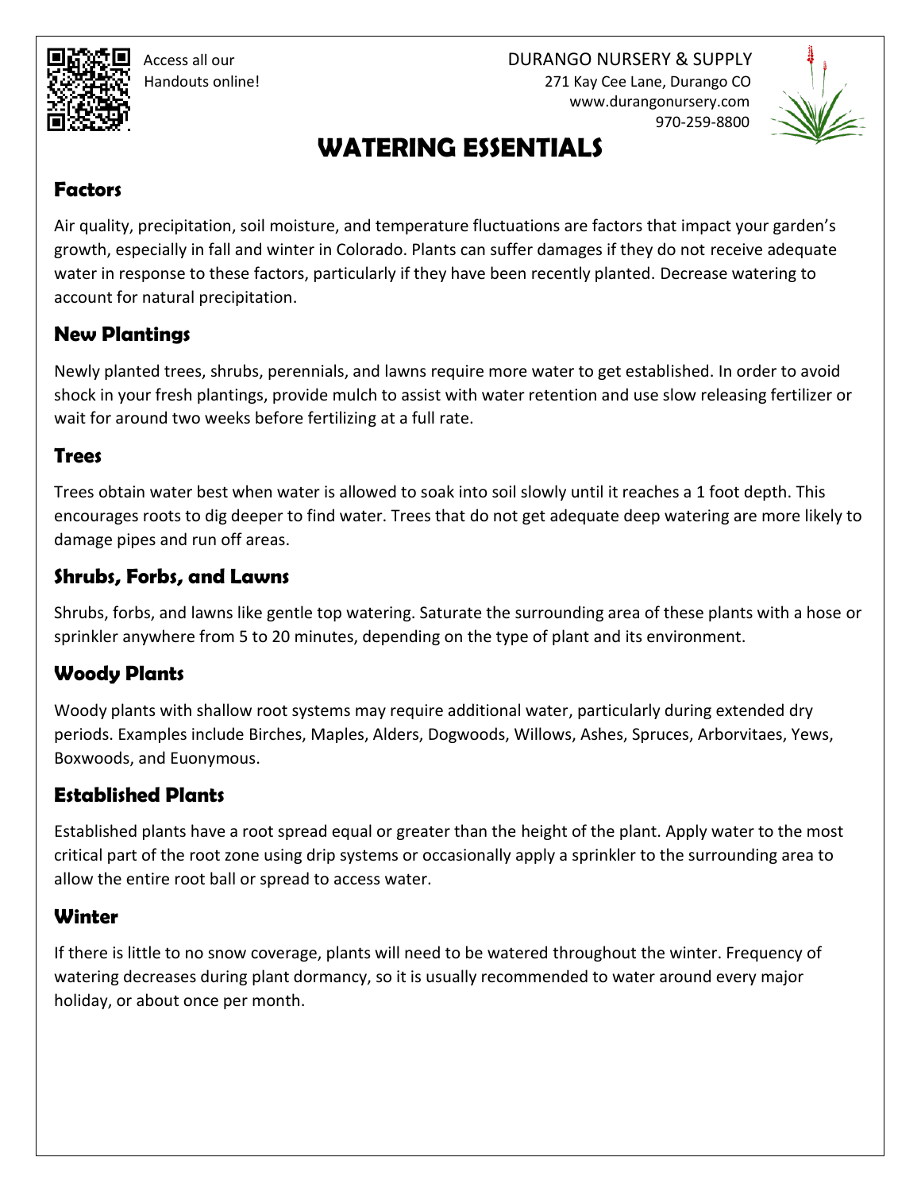Access all our Handouts online!

DURANGO NURSERY & SUPPLY
271 Kay Cee Lane, Durango CO
www.durangonursery.com
970-259-8800

# WATERING ESSENTIALS

## Factors

Air quality, precipitation, soil moisture, and temperature fluctuations are factors that impact your garden's growth, especially in fall and winter in Colorado. Plants can suffer damages if they do not receive adequate water in response to these factors, particularly if they have been recently planted. Decrease watering to account for natural precipitation.

## New Plantings

Newly planted trees, shrubs, perennials, and lawns require more water to get established. In order to avoid shock in your fresh plantings, provide mulch to assist with water retention and use slow releasing fertilizer or wait for around two weeks before fertilizing at a full rate.

## Trees

Trees obtain water best when water is allowed to soak into soil slowly until it reaches a 1 foot depth. This encourages roots to dig deeper to find water. Trees that do not get adequate deep watering are more likely to damage pipes and run off areas.

## Shrubs, Forbs, and Lawns

Shrubs, forbs, and lawns like gentle top watering. Saturate the surrounding area of these plants with a hose or sprinkler anywhere from 5 to 20 minutes, depending on the type of plant and its environment.

## Woody Plants

Woody plants with shallow root systems may require additional water, particularly during extended dry periods. Examples include Birches, Maples, Alders, Dogwoods, Willows, Ashes, Spruces, Arborvitaes, Yews, Boxwoods, and Euonymous.

## Established Plants

Established plants have a root spread equal or greater than the height of the plant. Apply water to the most critical part of the root zone using drip systems or occasionally apply a sprinkler to the surrounding area to allow the entire root ball or spread to access water.

## Winter

If there is little to no snow coverage, plants will need to be watered throughout the winter. Frequency of watering decreases during plant dormancy, so it is usually recommended to water around every major holiday, or about once per month.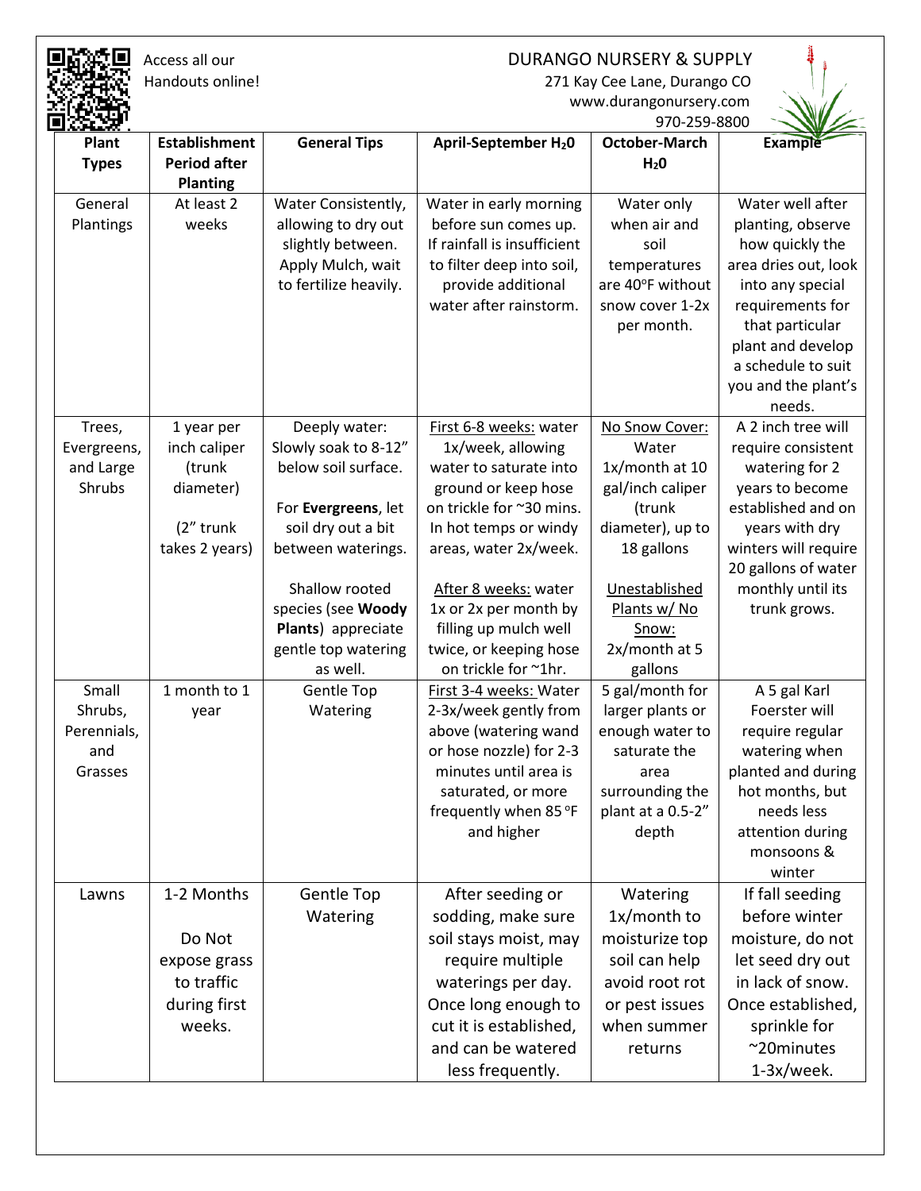Access all our Handouts online!

DURANGO NURSERY & SUPPLY
271 Kay Cee Lane, Durango CO
www.durangonursery.com
970-259-8800

| Plant Types | Establishment Period after Planting | General Tips | April-September $H_2O$ | October-March $H_2O$ | Example |
|---|---|---|---|---|---|
| General Plantings | At least 2 weeks | Water Consistently, allowing to dry out slightly between. Apply Mulch, wait to fertilize heavily. | Water in early morning before sun comes up. If rainfall is insufficient to filter deep into soil, provide additional water after rainstorm. | Water only when air and soil temperatures are 40°F without snow cover 1-2x per month. | Water well after planting, observe how quickly the area dries out, look into any special requirements for that particular plant and develop a schedule to suit you and the plant's needs. |
| Trees, Evergreens, and Large Shrubs | 1 year per inch caliper (trunk diameter)<br><br>(2" trunk takes 2 years) | Deeply water: Slowly soak to 8-12" below soil surface.<br><br>For **Evergreens**, let soil dry out a bit between waterings.<br><br>Shallow rooted species (see **Woody Plants**) appreciate gentle top watering as well. | First 6-8 weeks: water 1x/week, allowing water to saturate into ground or keep hose on trickle for ~30 mins. In hot temps or windy areas, water 2x/week.<br><br>After 8 weeks: water 1x or 2x per month by filling up mulch well twice, or keeping hose on trickle for ~1hr. | No Snow Cover: Water 1x/month at 10 gal/inch caliper (trunk diameter), up to 18 gallons<br><br>Unestablished Plants w/ No Snow: 2x/month at 5 gallons | A 2 inch tree will require consistent watering for 2 years to become established and on years with dry winters will require 20 gallons of water monthly until its trunk grows. |
| Small Shrubs, Perennials, and Grasses | 1 month to 1 year | Gentle Top Watering | First 3-4 weeks: Water 2-3x/week gently from above (watering wand or hose nozzle) for 2-3 minutes until area is saturated, or more frequently when 85 °F and higher | 5 gal/month for larger plants or enough water to saturate the area surrounding the plant at a 0.5-2" depth | A 5 gal Karl Foerster will require regular watering when planted and during hot months, but needs less attention during monsoons & winter |
| Lawns | 1-2 Months<br><br>Do Not expose grass to traffic during first weeks. | Gentle Top Watering | After seeding or sodding, make sure soil stays moist, may require multiple waterings per day. Once long enough to cut it is established, and can be watered less frequently. | Watering 1x/month to moisturize top soil can help avoid root rot or pest issues when summer returns | If fall seeding before winter moisture, do not let seed dry out in lack of snow. Once established, sprinkle for ~20minutes 1-3x/week. |